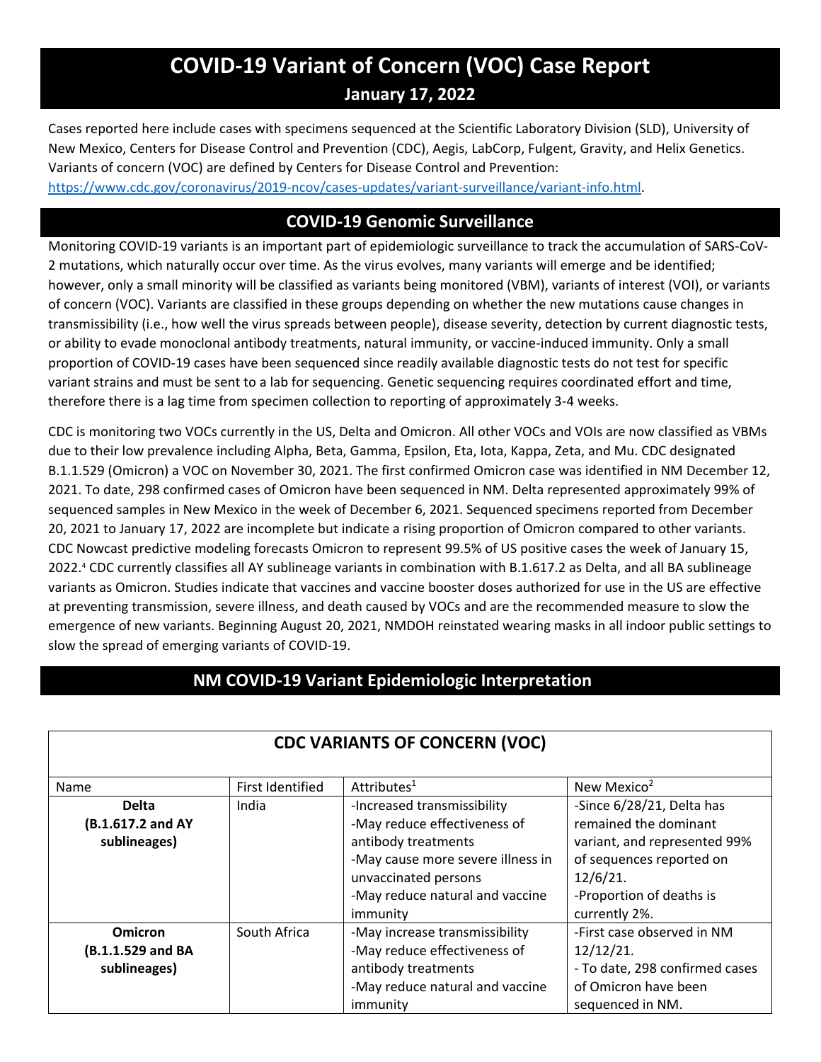# COVID-19 Variant of Concern (VOC) Case Report

## January 17, 2022

Cases reported here include cases with specimens sequenced at the Scientific Laboratory Division (SLD), University of New Mexico, Centers for Disease Control and Prevention (CDC), Aegis, LabCorp, Fulgent, Gravity, and Helix Genetics. Variants of concern (VOC) are defined by Centers for Disease Control and Prevention: https://www.cdc.gov/coronavirus/2019-ncov/cases-updates/variant-surveillance/variant-info.html.

## COVID-19 Genomic Surveillance

Monitoring COVID-19 variants is an important part of epidemiologic surveillance to track the accumulation of SARS-CoV-2 mutations, which naturally occur over time. As the virus evolves, many variants will emerge and be identified; however, only a small minority will be classified as variants being monitored (VBM), variants of interest (VOI), or variants of concern (VOC). Variants are classified in these groups depending on whether the new mutations cause changes in transmissibility (i.e., how well the virus spreads between people), disease severity, detection by current diagnostic tests, or ability to evade monoclonal antibody treatments, natural immunity, or vaccine-induced immunity. Only a small proportion of COVID-19 cases have been sequenced since readily available diagnostic tests do not test for specific variant strains and must be sent to a lab for sequencing. Genetic sequencing requires coordinated effort and time, therefore there is a lag time from specimen collection to reporting of approximately 3-4 weeks.

CDC is monitoring two VOCs currently in the US, Delta and Omicron. All other VOCs and VOIs are now classified as VBMs due to their low prevalence including Alpha, Beta, Gamma, Epsilon, Eta, Iota, Kappa, Zeta, and Mu. CDC designated B.1.1.529 (Omicron) a VOC on November 30, 2021. The first confirmed Omicron case was identified in NM December 12, 2021. To date, 298 confirmed cases of Omicron have been sequenced in NM. Delta represented approximately 99% of sequenced samples in New Mexico in the week of December 6, 2021. Sequenced specimens reported from December 20, 2021 to January 17, 2022 are incomplete but indicate a rising proportion of Omicron compared to other variants. CDC Nowcast predictive modeling forecasts Omicron to represent 99.5% of US positive cases the week of January 15, 2022.[4] CDC currently classifies all AY sublineage variants in combination with B.1.617.2 as Delta, and all BA sublineage variants as Omicron. Studies indicate that vaccines and vaccine booster doses authorized for use in the US are effective at preventing transmission, severe illness, and death caused by VOCs and are the recommended measure to slow the emergence of new variants. Beginning August 20, 2021, NMDOH reinstated wearing masks in all indoor public settings to slow the spread of emerging variants of COVID-19.

## NM COVID-19 Variant Epidemiologic Interpretation

**CDC VARIANTS OF CONCERN (VOC)**

| Name | First Identified | Attributes[1] | New Mexico[2] |
|---|---|---|---|
| **Delta (B.1.617.2 and AY sublineages)** | India | -Increased transmissibility<br>-May reduce effectiveness of antibody treatments<br>-May cause more severe illness in unvaccinated persons<br>-May reduce natural and vaccine immunity | -Since 6/28/21, Delta has remained the dominant variant, and represented 99% of sequences reported on 12/6/21.<br>-Proportion of deaths is currently 2%. |
| **Omicron (B.1.1.529 and BA sublineages)** | South Africa | -May increase transmissibility<br>-May reduce effectiveness of antibody treatments<br>-May reduce natural and vaccine immunity | -First case observed in NM 12/12/21.<br>- To date, 298 confirmed cases of Omicron have been sequenced in NM. |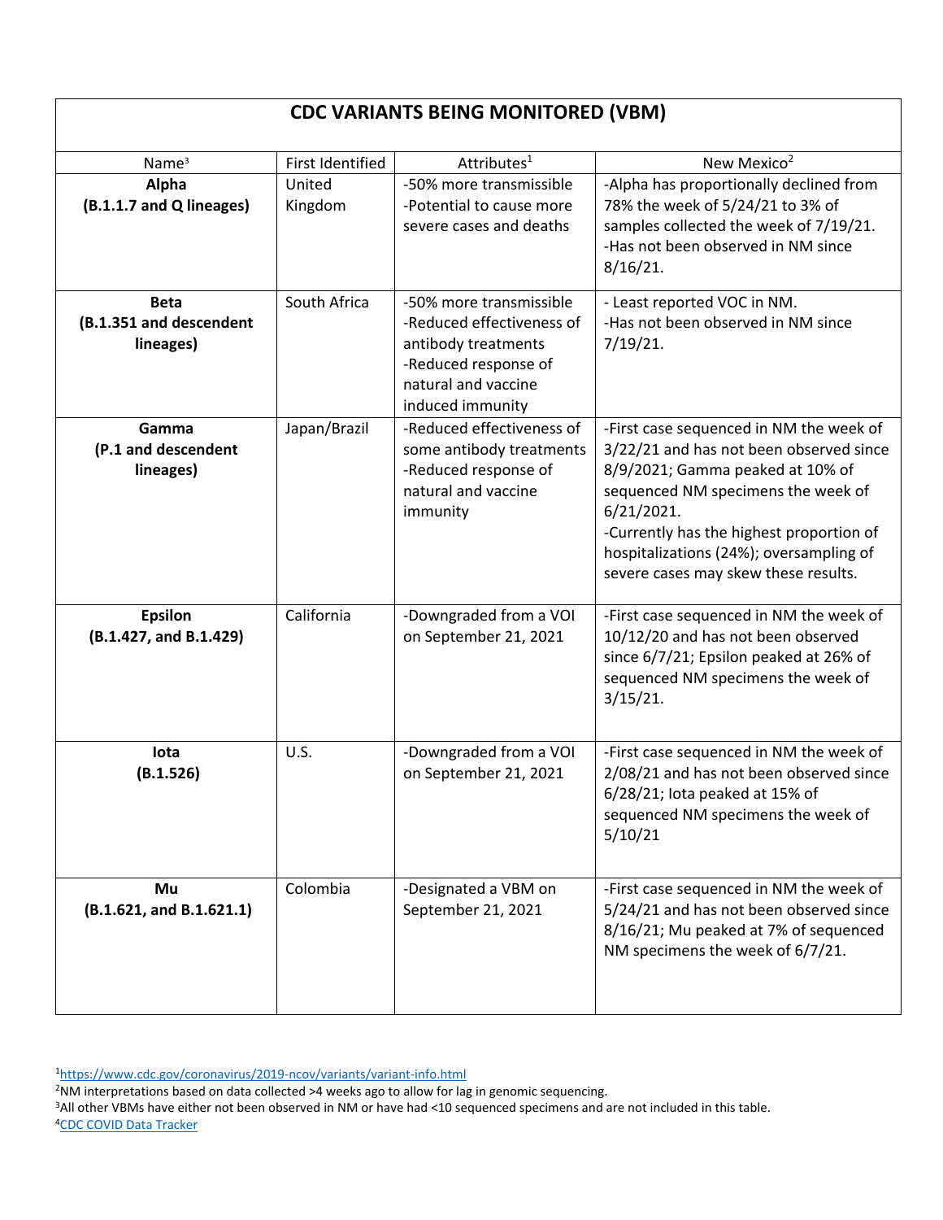| CDC VARIANTS BEING MONITORED (VBM) | | | |
|---|---|---|---|
| Name[3] | First Identified | Attributes[1] | New Mexico[2] |
| **Alpha (B.1.1.7 and Q lineages)** | United Kingdom | -50% more transmissible<br>-Potential to cause more severe cases and deaths | -Alpha has proportionally declined from 78% the week of 5/24/21 to 3% of samples collected the week of 7/19/21.<br>-Has not been observed in NM since 8/16/21. |
| **Beta (B.1.351 and descendent lineages)** | South Africa | -50% more transmissible<br>-Reduced effectiveness of antibody treatments<br>-Reduced response of natural and vaccine induced immunity | - Least reported VOC in NM.<br>-Has not been observed in NM since 7/19/21. |
| **Gamma (P.1 and descendent lineages)** | Japan/Brazil | -Reduced effectiveness of some antibody treatments<br>-Reduced response of natural and vaccine immunity | -First case sequenced in NM the week of 3/22/21 and has not been observed since 8/9/2021; Gamma peaked at 10% of sequenced NM specimens the week of 6/21/2021.<br>-Currently has the highest proportion of hospitalizations (24%); oversampling of severe cases may skew these results. |
| **Epsilon (B.1.427, and B.1.429)** | California | -Downgraded from a VOI on September 21, 2021 | -First case sequenced in NM the week of 10/12/20 and has not been observed since 6/7/21; Epsilon peaked at 26% of sequenced NM specimens the week of 3/15/21. |
| **Iota (B.1.526)** | U.S. | -Downgraded from a VOI on September 21, 2021 | -First case sequenced in NM the week of 2/08/21 and has not been observed since 6/28/21; Iota peaked at 15% of sequenced NM specimens the week of 5/10/21 |
| **Mu (B.1.621, and B.1.621.1)** | Colombia | -Designated a VBM on September 21, 2021 | -First case sequenced in NM the week of 5/24/21 and has not been observed since 8/16/21; Mu peaked at 7% of sequenced NM specimens the week of 6/7/21. |

[1]https://www.cdc.gov/coronavirus/2019-ncov/variants/variant-info.html
[2]NM interpretations based on data collected >4 weeks ago to allow for lag in genomic sequencing.
[3]All other VBMs have either not been observed in NM or have had <10 sequenced specimens and are not included in this table.
[4]CDC COVID Data Tracker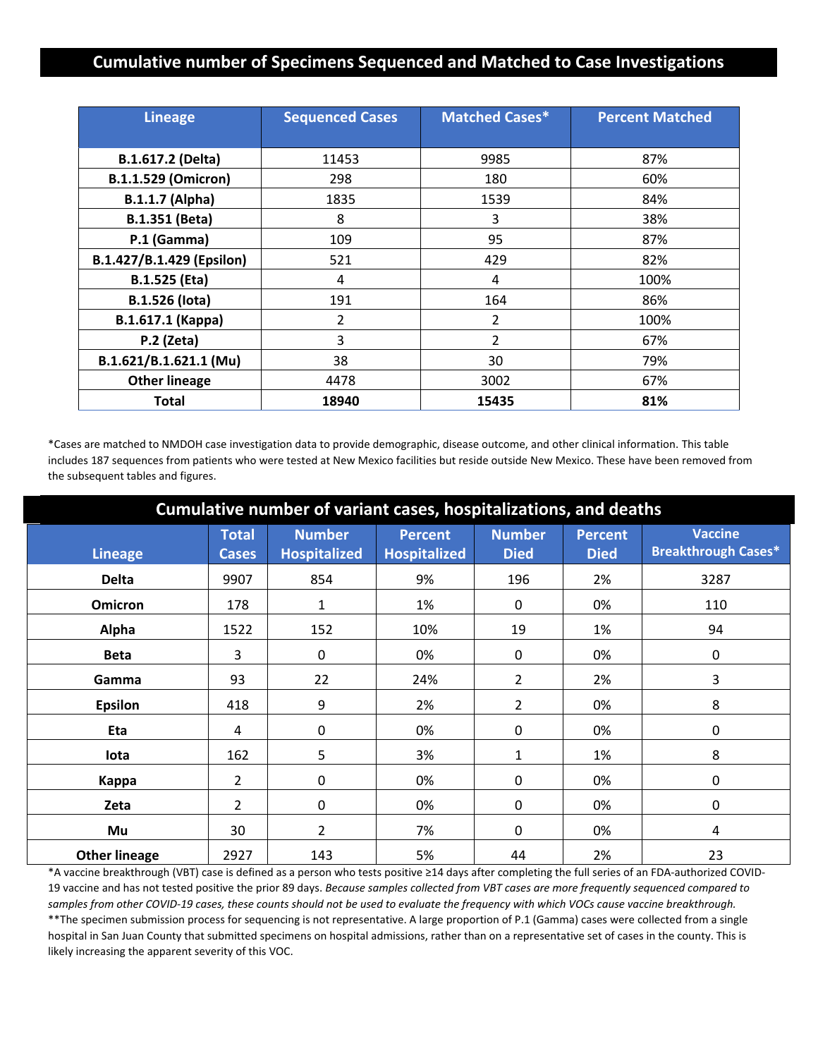## Cumulative number of Specimens Sequenced and Matched to Case Investigations

| Lineage | Sequenced Cases | Matched Cases* | Percent Matched |
|---|---|---|---|
| **B.1.617.2 (Delta)** | 11453 | 9985 | 87% |
| **B.1.1.529 (Omicron)** | 298 | 180 | 60% |
| **B.1.1.7 (Alpha)** | 1835 | 1539 | 84% |
| **B.1.351 (Beta)** | 8 | 3 | 38% |
| **P.1 (Gamma)** | 109 | 95 | 87% |
| **B.1.427/B.1.429 (Epsilon)** | 521 | 429 | 82% |
| **B.1.525 (Eta)** | 4 | 4 | 100% |
| **B.1.526 (Iota)** | 191 | 164 | 86% |
| **B.1.617.1 (Kappa)** | 2 | 2 | 100% |
| **P.2 (Zeta)** | 3 | 2 | 67% |
| **B.1.621/B.1.621.1 (Mu)** | 38 | 30 | 79% |
| **Other lineage** | 4478 | 3002 | 67% |
| **Total** | **18940** | **15435** | **81%** |

*Cases are matched to NMDOH case investigation data to provide demographic, disease outcome, and other clinical information. This table includes 187 sequences from patients who were tested at New Mexico facilities but reside outside New Mexico. These have been removed from the subsequent tables and figures.

## Cumulative number of variant cases, hospitalizations, and deaths

| Lineage | Total Cases | Number Hospitalized | Percent Hospitalized | Number Died | Percent Died | Vaccine Breakthrough Cases* |
|---|---|---|---|---|---|---|
| **Delta** | 9907 | 854 | 9% | 196 | 2% | 3287 |
| **Omicron** | 178 | 1 | 1% | 0 | 0% | 110 |
| **Alpha** | 1522 | 152 | 10% | 19 | 1% | 94 |
| **Beta** | 3 | 0 | 0% | 0 | 0% | 0 |
| **Gamma** | 93 | 22 | 24% | 2 | 2% | 3 |
| **Epsilon** | 418 | 9 | 2% | 2 | 0% | 8 |
| **Eta** | 4 | 0 | 0% | 0 | 0% | 0 |
| **Iota** | 162 | 5 | 3% | 1 | 1% | 8 |
| **Kappa** | 2 | 0 | 0% | 0 | 0% | 0 |
| **Zeta** | 2 | 0 | 0% | 0 | 0% | 0 |
| **Mu** | 30 | 2 | 7% | 0 | 0% | 4 |
| **Other lineage** | 2927 | 143 | 5% | 44 | 2% | 23 |

*A vaccine breakthrough (VBT) case is defined as a person who tests positive ≥14 days after completing the full series of an FDA-authorized COVID-19 vaccine and has not tested positive the prior 89 days. *Because samples collected from VBT cases are more frequently sequenced compared to samples from other COVID-19 cases, these counts should not be used to evaluate the frequency with which VOCs cause vaccine breakthrough.*

**The specimen submission process for sequencing is not representative. A large proportion of P.1 (Gamma) cases were collected from a single hospital in San Juan County that submitted specimens on hospital admissions, rather than on a representative set of cases in the county. This is likely increasing the apparent severity of this VOC.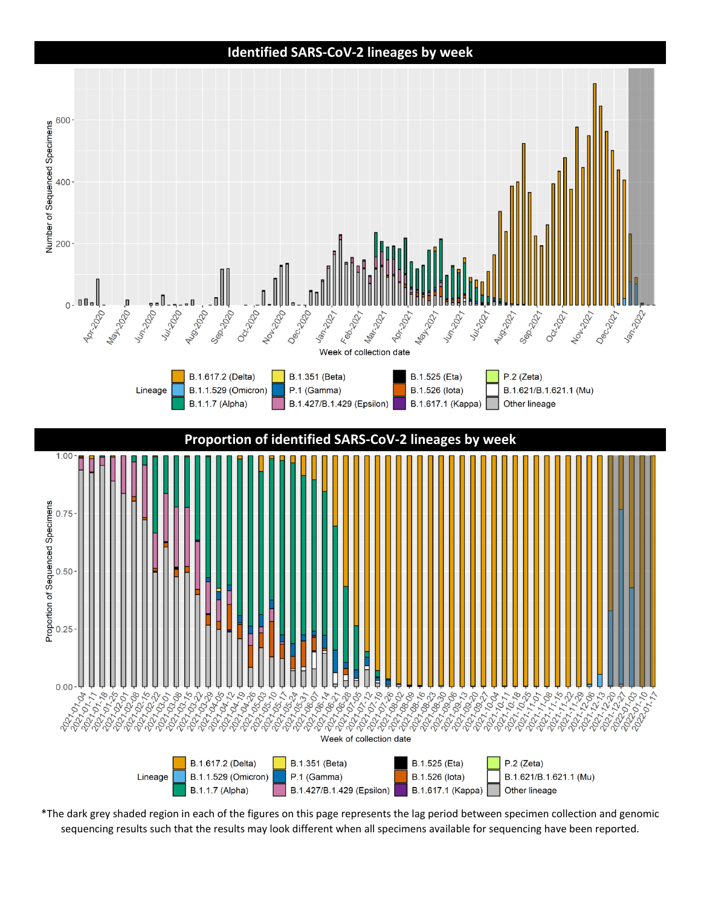## Identified SARS-CoV-2 lineages by week

Number of Sequenced Specimens

Week of collection date

Lineage: B.1.617.2 (Delta), B.1.1.529 (Omicron), B.1.1.7 (Alpha), B.1.351 (Beta), P.1 (Gamma), B.1.427/B.1.429 (Epsilon), B.1.525 (Eta), B.1.526 (Iota), B.1.617.1 (Kappa), P.2 (Zeta), B.1.621/B.1.621.1 (Mu), Other lineage

## Proportion of identified SARS-CoV-2 lineages by week

Proportion of Sequenced Specimens

Week of collection date

Lineage: B.1.617.2 (Delta), B.1.1.529 (Omicron), B.1.1.7 (Alpha), B.1.351 (Beta), P.1 (Gamma), B.1.427/B.1.429 (Epsilon), B.1.525 (Eta), B.1.526 (Iota), B.1.617.1 (Kappa), P.2 (Zeta), B.1.621/B.1.621.1 (Mu), Other lineage

*The dark grey shaded region in each of the figures on this page represents the lag period between specimen collection and genomic sequencing results such that the results may look different when all specimens available for sequencing have been reported.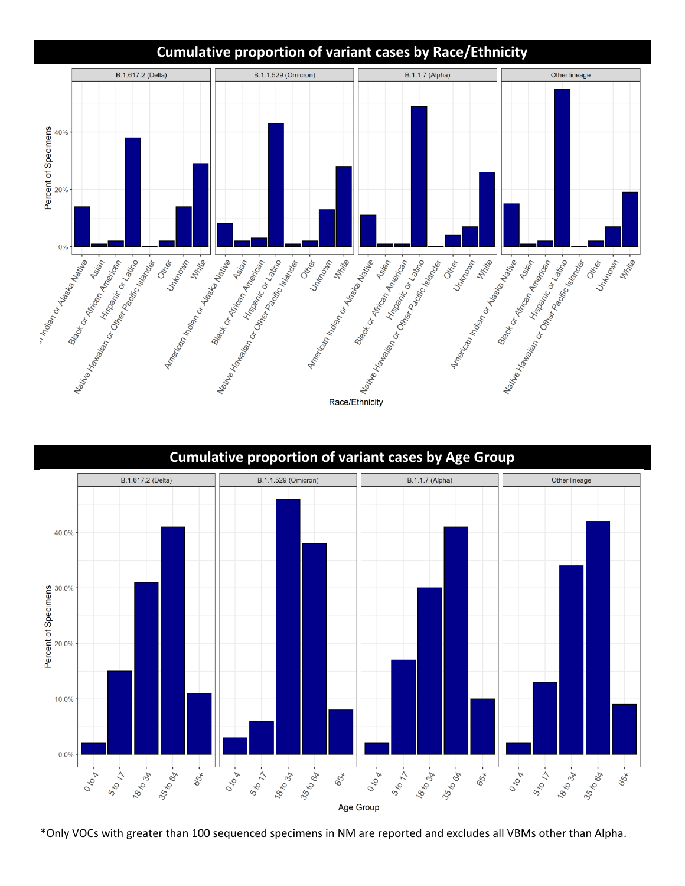## Cumulative proportion of variant cases by Race/Ethnicity

## Cumulative proportion of variant cases by Age Group

*Only VOCs with greater than 100 sequenced specimens in NM are reported and excludes all VBMs other than Alpha.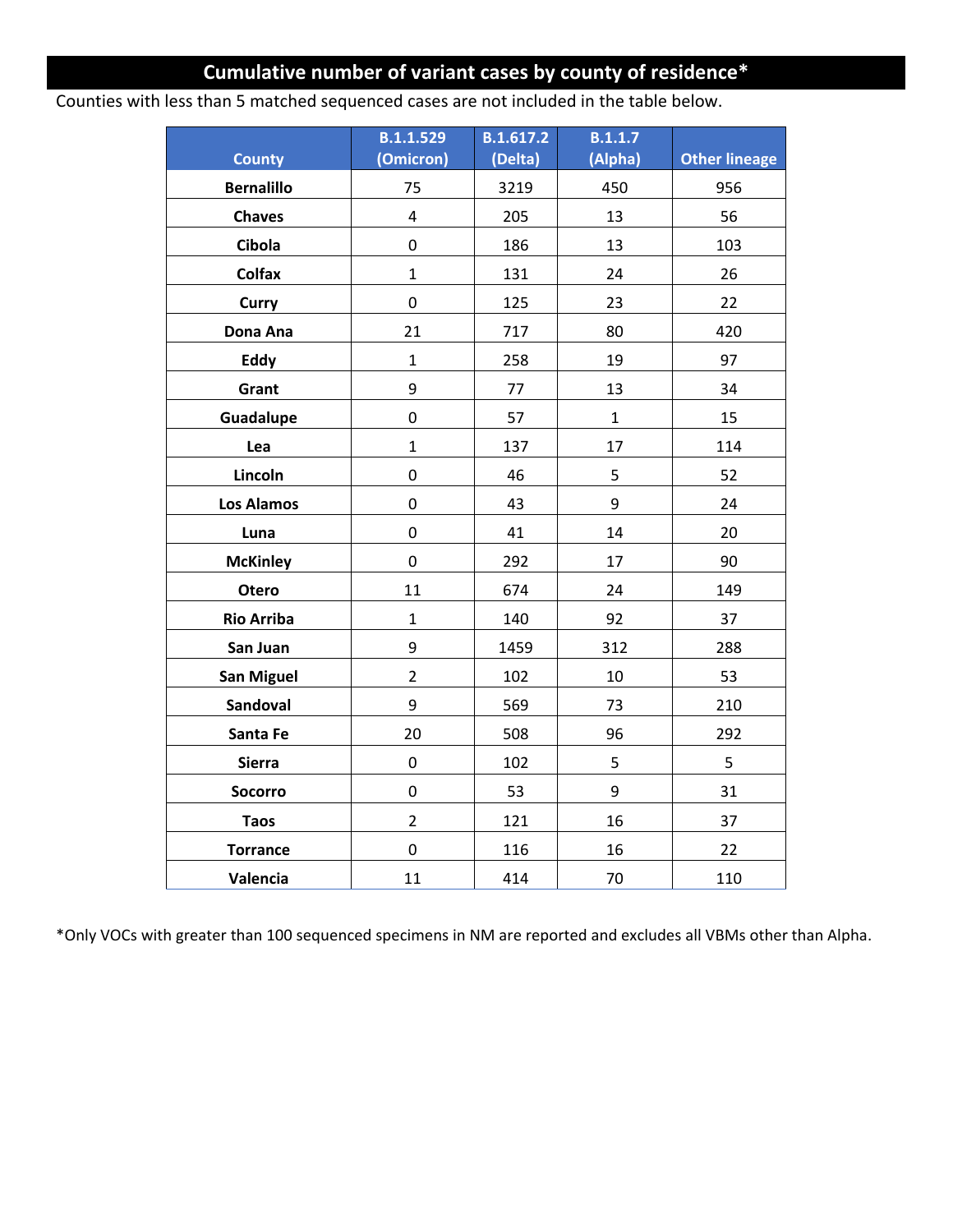## Cumulative number of variant cases by county of residence*

Counties with less than 5 matched sequenced cases are not included in the table below.

| County | B.1.1.529 (Omicron) | B.1.617.2 (Delta) | B.1.1.7 (Alpha) | Other lineage |
|---|---|---|---|---|
| Bernalillo | 75 | 3219 | 450 | 956 |
| Chaves | 4 | 205 | 13 | 56 |
| Cibola | 0 | 186 | 13 | 103 |
| Colfax | 1 | 131 | 24 | 26 |
| Curry | 0 | 125 | 23 | 22 |
| Dona Ana | 21 | 717 | 80 | 420 |
| Eddy | 1 | 258 | 19 | 97 |
| Grant | 9 | 77 | 13 | 34 |
| Guadalupe | 0 | 57 | 1 | 15 |
| Lea | 1 | 137 | 17 | 114 |
| Lincoln | 0 | 46 | 5 | 52 |
| Los Alamos | 0 | 43 | 9 | 24 |
| Luna | 0 | 41 | 14 | 20 |
| McKinley | 0 | 292 | 17 | 90 |
| Otero | 11 | 674 | 24 | 149 |
| Rio Arriba | 1 | 140 | 92 | 37 |
| San Juan | 9 | 1459 | 312 | 288 |
| San Miguel | 2 | 102 | 10 | 53 |
| Sandoval | 9 | 569 | 73 | 210 |
| Santa Fe | 20 | 508 | 96 | 292 |
| Sierra | 0 | 102 | 5 | 5 |
| Socorro | 0 | 53 | 9 | 31 |
| Taos | 2 | 121 | 16 | 37 |
| Torrance | 0 | 116 | 16 | 22 |
| Valencia | 11 | 414 | 70 | 110 |

*Only VOCs with greater than 100 sequenced specimens in NM are reported and excludes all VBMs other than Alpha.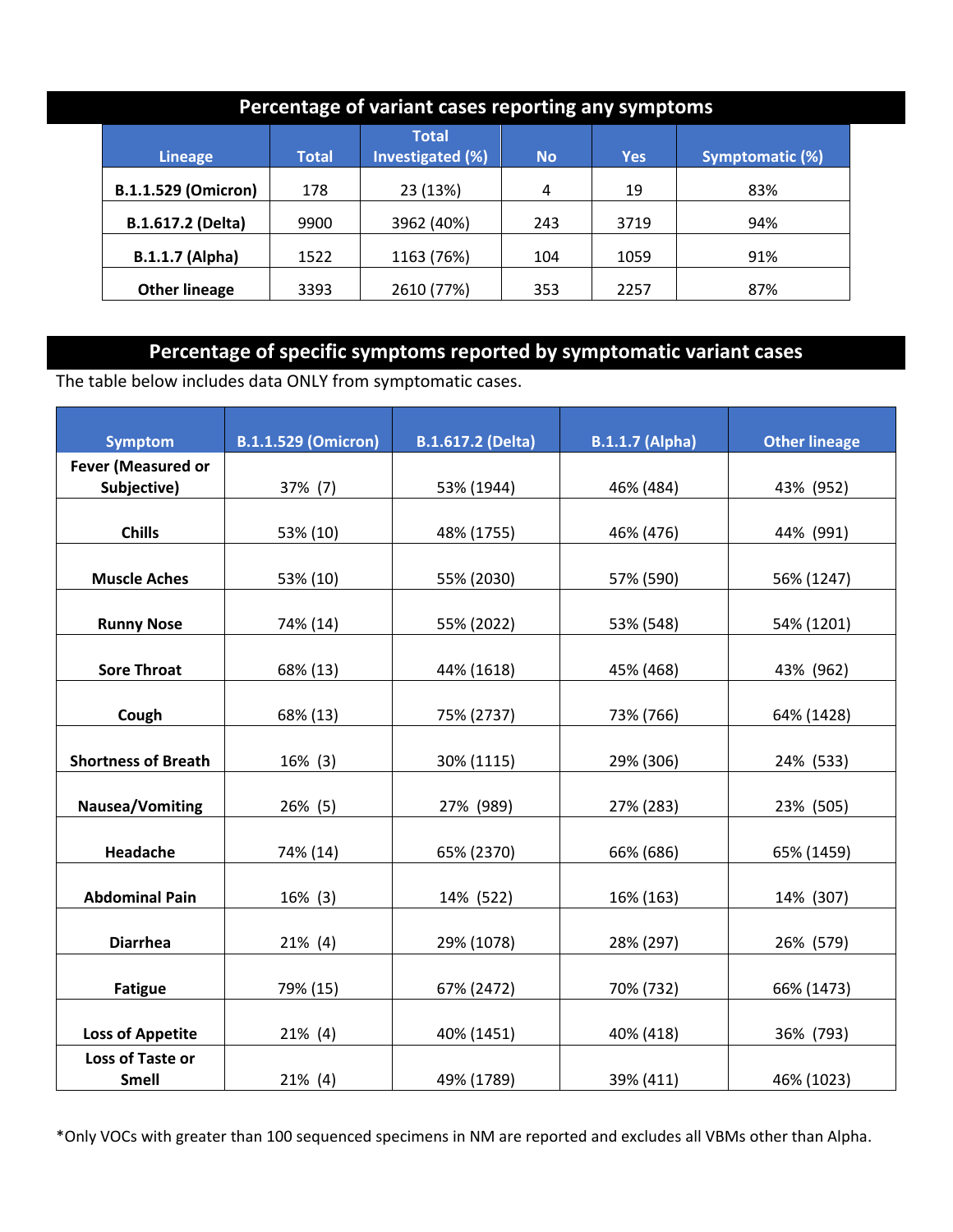## Percentage of variant cases reporting any symptoms

| Lineage | Total | Total Investigated (%) | No | Yes | Symptomatic (%) |
|---|---|---|---|---|---|
| **B.1.1.529 (Omicron)** | 178 | 23 (13%) | 4 | 19 | 83% |
| **B.1.617.2 (Delta)** | 9900 | 3962 (40%) | 243 | 3719 | 94% |
| **B.1.1.7 (Alpha)** | 1522 | 1163 (76%) | 104 | 1059 | 91% |
| **Other lineage** | 3393 | 2610 (77%) | 353 | 2257 | 87% |

## Percentage of specific symptoms reported by symptomatic variant cases

The table below includes data ONLY from symptomatic cases.

| Symptom | B.1.1.529 (Omicron) | B.1.617.2 (Delta) | B.1.1.7 (Alpha) | Other lineage |
|---|---|---|---|---|
| **Fever (Measured or Subjective)** | 37% (7) | 53% (1944) | 46% (484) | 43% (952) |
| **Chills** | 53% (10) | 48% (1755) | 46% (476) | 44% (991) |
| **Muscle Aches** | 53% (10) | 55% (2030) | 57% (590) | 56% (1247) |
| **Runny Nose** | 74% (14) | 55% (2022) | 53% (548) | 54% (1201) |
| **Sore Throat** | 68% (13) | 44% (1618) | 45% (468) | 43% (962) |
| **Cough** | 68% (13) | 75% (2737) | 73% (766) | 64% (1428) |
| **Shortness of Breath** | 16% (3) | 30% (1115) | 29% (306) | 24% (533) |
| **Nausea/Vomiting** | 26% (5) | 27% (989) | 27% (283) | 23% (505) |
| **Headache** | 74% (14) | 65% (2370) | 66% (686) | 65% (1459) |
| **Abdominal Pain** | 16% (3) | 14% (522) | 16% (163) | 14% (307) |
| **Diarrhea** | 21% (4) | 29% (1078) | 28% (297) | 26% (579) |
| **Fatigue** | 79% (15) | 67% (2472) | 70% (732) | 66% (1473) |
| **Loss of Appetite** | 21% (4) | 40% (1451) | 40% (418) | 36% (793) |
| **Loss of Taste or Smell** | 21% (4) | 49% (1789) | 39% (411) | 46% (1023) |

*Only VOCs with greater than 100 sequenced specimens in NM are reported and excludes all VBMs other than Alpha.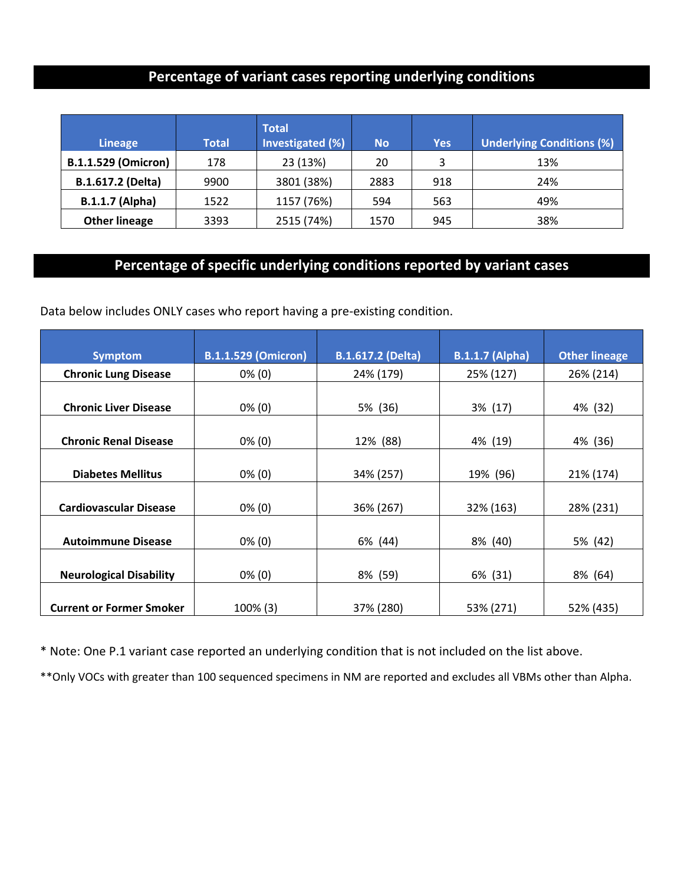## Percentage of variant cases reporting underlying conditions

| Lineage | Total | Total Investigated (%) | No | Yes | Underlying Conditions (%) |
|---|---|---|---|---|---|
| **B.1.1.529 (Omicron)** | 178 | 23 (13%) | 20 | 3 | 13% |
| **B.1.617.2 (Delta)** | 9900 | 3801 (38%) | 2883 | 918 | 24% |
| **B.1.1.7 (Alpha)** | 1522 | 1157 (76%) | 594 | 563 | 49% |
| **Other lineage** | 3393 | 2515 (74%) | 1570 | 945 | 38% |

## Percentage of specific underlying conditions reported by variant cases

Data below includes ONLY cases who report having a pre-existing condition.

| Symptom | B.1.1.529 (Omicron) | B.1.617.2 (Delta) | B.1.1.7 (Alpha) | Other lineage |
|---|---|---|---|---|
| **Chronic Lung Disease** | 0% (0) | 24% (179) | 25% (127) | 26% (214) |
| **Chronic Liver Disease** | 0% (0) | 5% (36) | 3% (17) | 4% (32) |
| **Chronic Renal Disease** | 0% (0) | 12% (88) | 4% (19) | 4% (36) |
| **Diabetes Mellitus** | 0% (0) | 34% (257) | 19% (96) | 21% (174) |
| **Cardiovascular Disease** | 0% (0) | 36% (267) | 32% (163) | 28% (231) |
| **Autoimmune Disease** | 0% (0) | 6% (44) | 8% (40) | 5% (42) |
| **Neurological Disability** | 0% (0) | 8% (59) | 6% (31) | 8% (64) |
| **Current or Former Smoker** | 100% (3) | 37% (280) | 53% (271) | 52% (435) |

* Note: One P.1 variant case reported an underlying condition that is not included on the list above.

**Only VOCs with greater than 100 sequenced specimens in NM are reported and excludes all VBMs other than Alpha.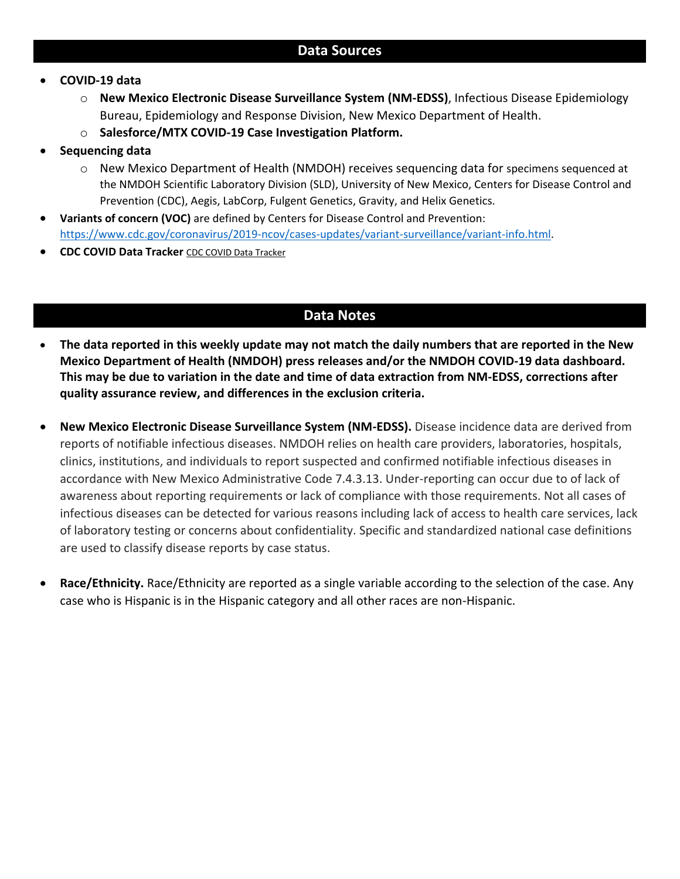## Data Sources

- **COVID-19 data**
  - **New Mexico Electronic Disease Surveillance System (NM-EDSS)**, Infectious Disease Epidemiology Bureau, Epidemiology and Response Division, New Mexico Department of Health.
  - **Salesforce/MTX COVID-19 Case Investigation Platform.**
- **Sequencing data**
  - New Mexico Department of Health (NMDOH) receives sequencing data for specimens sequenced at the NMDOH Scientific Laboratory Division (SLD), University of New Mexico, Centers for Disease Control and Prevention (CDC), Aegis, LabCorp, Fulgent Genetics, Gravity, and Helix Genetics.
- **Variants of concern (VOC)** are defined by Centers for Disease Control and Prevention: https://www.cdc.gov/coronavirus/2019-ncov/cases-updates/variant-surveillance/variant-info.html.
- **CDC COVID Data Tracker** CDC COVID Data Tracker

## Data Notes

- **The data reported in this weekly update may not match the daily numbers that are reported in the New Mexico Department of Health (NMDOH) press releases and/or the NMDOH COVID-19 data dashboard. This may be due to variation in the date and time of data extraction from NM-EDSS, corrections after quality assurance review, and differences in the exclusion criteria.**

- **New Mexico Electronic Disease Surveillance System (NM-EDSS).** Disease incidence data are derived from reports of notifiable infectious diseases. NMDOH relies on health care providers, laboratories, hospitals, clinics, institutions, and individuals to report suspected and confirmed notifiable infectious diseases in accordance with New Mexico Administrative Code 7.4.3.13. Under-reporting can occur due to of lack of awareness about reporting requirements or lack of compliance with those requirements. Not all cases of infectious diseases can be detected for various reasons including lack of access to health care services, lack of laboratory testing or concerns about confidentiality. Specific and standardized national case definitions are used to classify disease reports by case status.

- **Race/Ethnicity.** Race/Ethnicity are reported as a single variable according to the selection of the case. Any case who is Hispanic is in the Hispanic category and all other races are non-Hispanic.